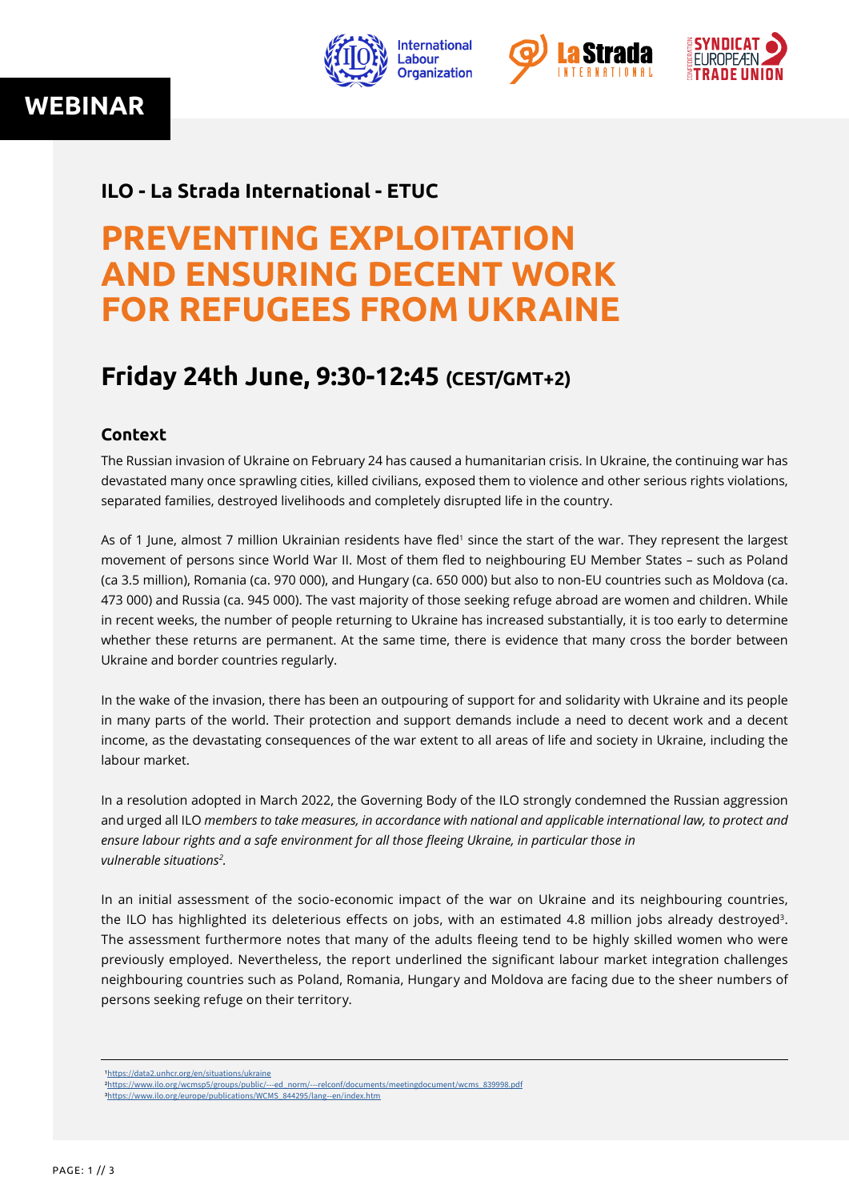WEBINAR

### ILO - La Strada International - ETUC

# PREVENTING EXPLOITATION AND ENSURING DECENT WORK FOR REFUGEES FROM UKRAINE

## Friday 24th June, 9:30-12:45 (CEST/GMT+2)

### Context

The Russian invasion of Ukraine on February 24 has caused a humanitarian crisis. In Ukraine, the continuing war has devastated many once sprawling cities, killed civilians, exposed them to violence and other serious rights violations, separated families, destroyed livelihoods and completely disrupted life in the country.

As of 1 June, almost 7 million Ukrainian residents have fled[1] since the start of the war. They represent the largest movement of persons since World War II. Most of them fled to neighbouring EU Member States – such as Poland (ca 3.5 million), Romania (ca. 970 000), and Hungary (ca. 650 000) but also to non-EU countries such as Moldova (ca. 473 000) and Russia (ca. 945 000). The vast majority of those seeking refuge abroad are women and children. While in recent weeks, the number of people returning to Ukraine has increased substantially, it is too early to determine whether these returns are permanent. At the same time, there is evidence that many cross the border between Ukraine and border countries regularly.

In the wake of the invasion, there has been an outpouring of support for and solidarity with Ukraine and its people in many parts of the world. Their protection and support demands include a need to decent work and a decent income, as the devastating consequences of the war extent to all areas of life and society in Ukraine, including the labour market.

In a resolution adopted in March 2022, the Governing Body of the ILO strongly condemned the Russian aggression and urged all ILO *members to take measures, in accordance with national and applicable international law, to protect and ensure labour rights and a safe environment for all those fleeing Ukraine, in particular those in vulnerable situations*[2]*.*

In an initial assessment of the socio-economic impact of the war on Ukraine and its neighbouring countries, the ILO has highlighted its deleterious effects on jobs, with an estimated 4.8 million jobs already destroyed[3]. The assessment furthermore notes that many of the adults fleeing tend to be highly skilled women who were previously employed. Nevertheless, the report underlined the significant labour market integration challenges neighbouring countries such as Poland, Romania, Hungary and Moldova are facing due to the sheer numbers of persons seeking refuge on their territory.

---

[1] https://data2.unhcr.org/en/situations/ukraine
[2] https://www.ilo.org/wcmsp5/groups/public/---ed_norm/---relconf/documents/meetingdocument/wcms_839998.pdf
[3] https://www.ilo.org/europe/publications/WCMS_844295/lang--en/index.htm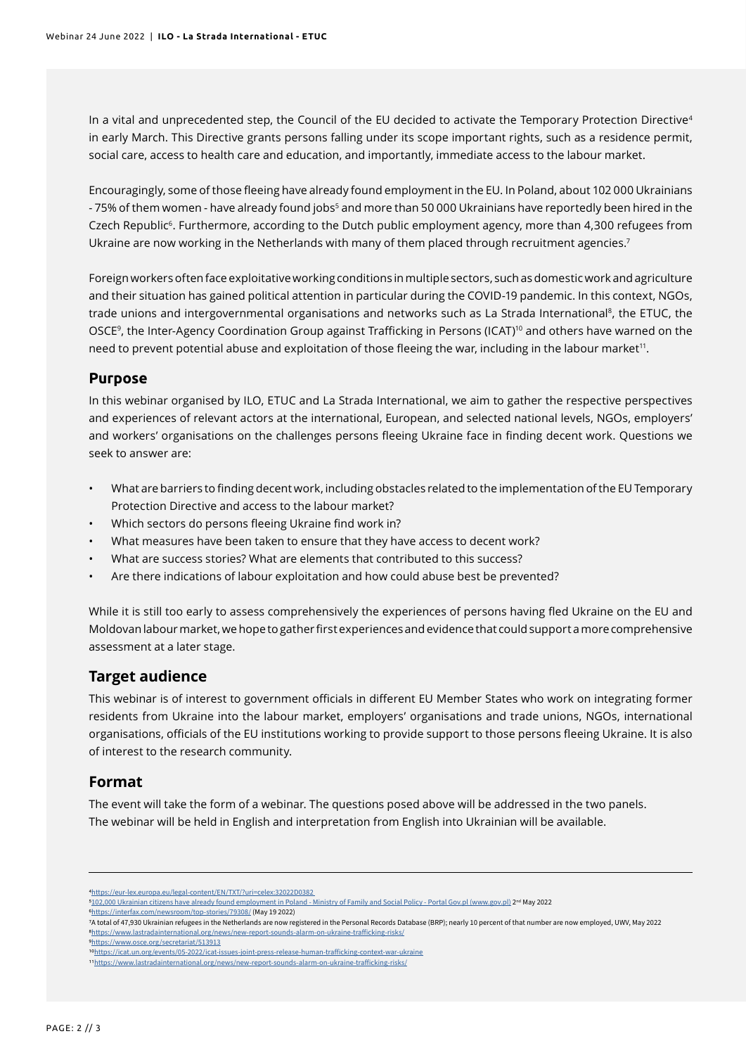In a vital and unprecedented step, the Council of the EU decided to activate the Temporary Protection Directive[4] in early March. This Directive grants persons falling under its scope important rights, such as a residence permit, social care, access to health care and education, and importantly, immediate access to the labour market.

Encouragingly, some of those fleeing have already found employment in the EU. In Poland, about 102 000 Ukrainians - 75% of them women - have already found jobs[5] and more than 50 000 Ukrainians have reportedly been hired in the Czech Republic[6]. Furthermore, according to the Dutch public employment agency, more than 4,300 refugees from Ukraine are now working in the Netherlands with many of them placed through recruitment agencies.[7]

Foreign workers often face exploitative working conditions in multiple sectors, such as domestic work and agriculture and their situation has gained political attention in particular during the COVID-19 pandemic. In this context, NGOs, trade unions and intergovernmental organisations and networks such as La Strada International[8], the ETUC, the OSCE[9], the Inter-Agency Coordination Group against Trafficking in Persons (ICAT)[10] and others have warned on the need to prevent potential abuse and exploitation of those fleeing the war, including in the labour market[11].

## Purpose

In this webinar organised by ILO, ETUC and La Strada International, we aim to gather the respective perspectives and experiences of relevant actors at the international, European, and selected national levels, NGOs, employers' and workers' organisations on the challenges persons fleeing Ukraine face in finding decent work. Questions we seek to answer are:

- What are barriers to finding decent work, including obstacles related to the implementation of the EU Temporary Protection Directive and access to the labour market?
- Which sectors do persons fleeing Ukraine find work in?
- What measures have been taken to ensure that they have access to decent work?
- What are success stories? What are elements that contributed to this success?
- Are there indications of labour exploitation and how could abuse best be prevented?

While it is still too early to assess comprehensively the experiences of persons having fled Ukraine on the EU and Moldovan labour market, we hope to gather first experiences and evidence that could support a more comprehensive assessment at a later stage.

## Target audience

This webinar is of interest to government officials in different EU Member States who work on integrating former residents from Ukraine into the labour market, employers' organisations and trade unions, NGOs, international organisations, officials of the EU institutions working to provide support to those persons fleeing Ukraine. It is also of interest to the research community.

## Format

The event will take the form of a webinar. The questions posed above will be addressed in the two panels.
The webinar will be held in English and interpretation from English into Ukrainian will be available.

---

[4] https://eur-lex.europa.eu/legal-content/EN/TXT/?uri=celex:32022D0382
[5] 102,000 Ukrainian citizens have already found employment in Poland - Ministry of Family and Social Policy - Portal Gov.pl (www.gov.pl) 2nd May 2022
[6] https://interfax.com/newsroom/top-stories/79308/ (May 19 2022)
[7] A total of 47,930 Ukrainian refugees in the Netherlands are now registered in the Personal Records Database (BRP); nearly 10 percent of that number are now employed, UWV, May 2022
[8] https://www.lastradainternational.org/news/new-report-sounds-alarm-on-ukraine-trafficking-risks/
[9] https://www.osce.org/secretariat/513913
[10] https://icat.un.org/events/05-2022/icat-issues-joint-press-release-human-trafficking-context-war-ukraine
[11] https://www.lastradainternational.org/news/new-report-sounds-alarm-on-ukraine-trafficking-risks/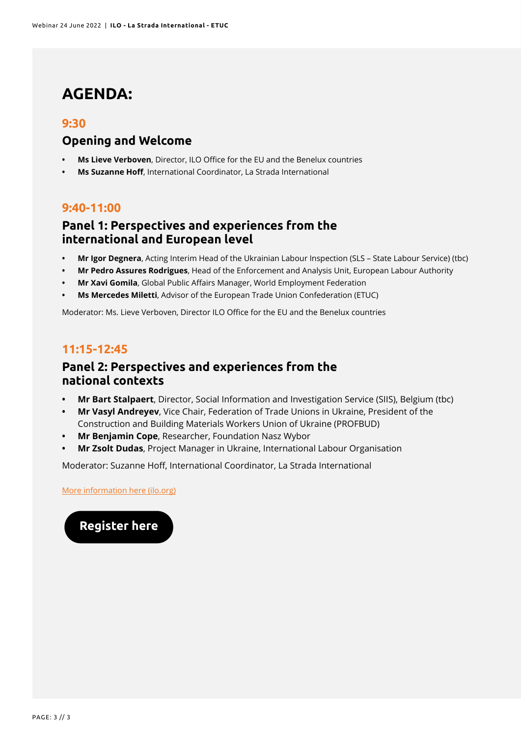# AGENDA:

## 9:30

### Opening and Welcome

- **Ms Lieve Verboven**, Director, ILO Office for the EU and the Benelux countries
- **Ms Suzanne Hoff**, International Coordinator, La Strada International

## 9:40-11:00

### Panel 1: Perspectives and experiences from the international and European level

- **Mr Igor Degnera**, Acting Interim Head of the Ukrainian Labour Inspection (SLS – State Labour Service) (tbc)
- **Mr Pedro Assures Rodrigues**, Head of the Enforcement and Analysis Unit, European Labour Authority
- **Mr Xavi Gomila**, Global Public Affairs Manager, World Employment Federation
- **Ms Mercedes Miletti**, Advisor of the European Trade Union Confederation (ETUC)

Moderator: Ms. Lieve Verboven, Director ILO Office for the EU and the Benelux countries

## 11:15-12:45

### Panel 2: Perspectives and experiences from the national contexts

- **Mr Bart Stalpaert**, Director, Social Information and Investigation Service (SIIS), Belgium (tbc)
- **Mr Vasyl Andreyev**, Vice Chair, Federation of Trade Unions in Ukraine, President of the Construction and Building Materials Workers Union of Ukraine (PROFBUD)
- **Mr Benjamin Cope**, Researcher, Foundation Nasz Wybor
- **Mr Zsolt Dudas**, Project Manager in Ukraine, International Labour Organisation

Moderator: Suzanne Hoff, International Coordinator, La Strada International

More information here (ilo.org)

**Register here**